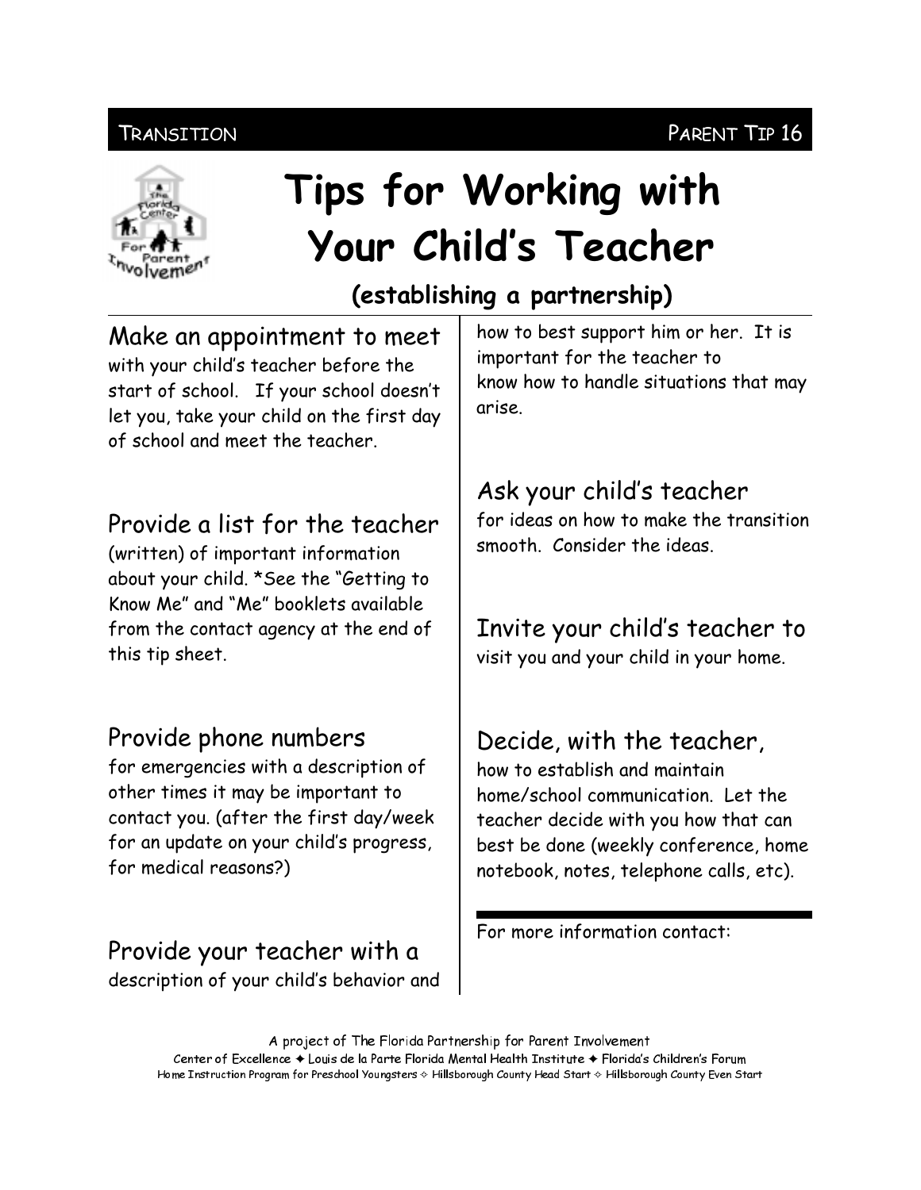TRANSITION PARENT TIP 16

# Tips for Working with Your Child's Teacher

## (establishing a partnership)

### Make an appointment to meet

with your child's teacher before the start of school. If your school doesn't let you, take your child on the first day of school and meet the teacher.

### Provide a list for the teacher

(written) of important information about your child. *See the "Getting to Know Me" and "Me" booklets available from the contact agency at the end of this tip sheet.

### Provide phone numbers

for emergencies with a description of other times it may be important to contact you. (after the first day/week for an update on your child's progress, for medical reasons?)

### Provide your teacher with a

description of your child's behavior and how to best support him or her. It is important for the teacher to know how to handle situations that may arise.

### Ask your child's teacher

for ideas on how to make the transition smooth. Consider the ideas.

### Invite your child's teacher to

visit you and your child in your home.

### Decide, with the teacher,

how to establish and maintain home/school communication. Let the teacher decide with you how that can best be done (weekly conference, home notebook, notes, telephone calls, etc).

---

For more information contact:

A project of The Florida Partnership for Parent Involvement

Center of Excellence ✦ Louis de la Parte Florida Mental Health Institute ✦ Florida's Children's Forum

Home Instruction Program for Preschool Youngsters ✧ Hillsborough County Head Start ✧ Hillsborough County Even Start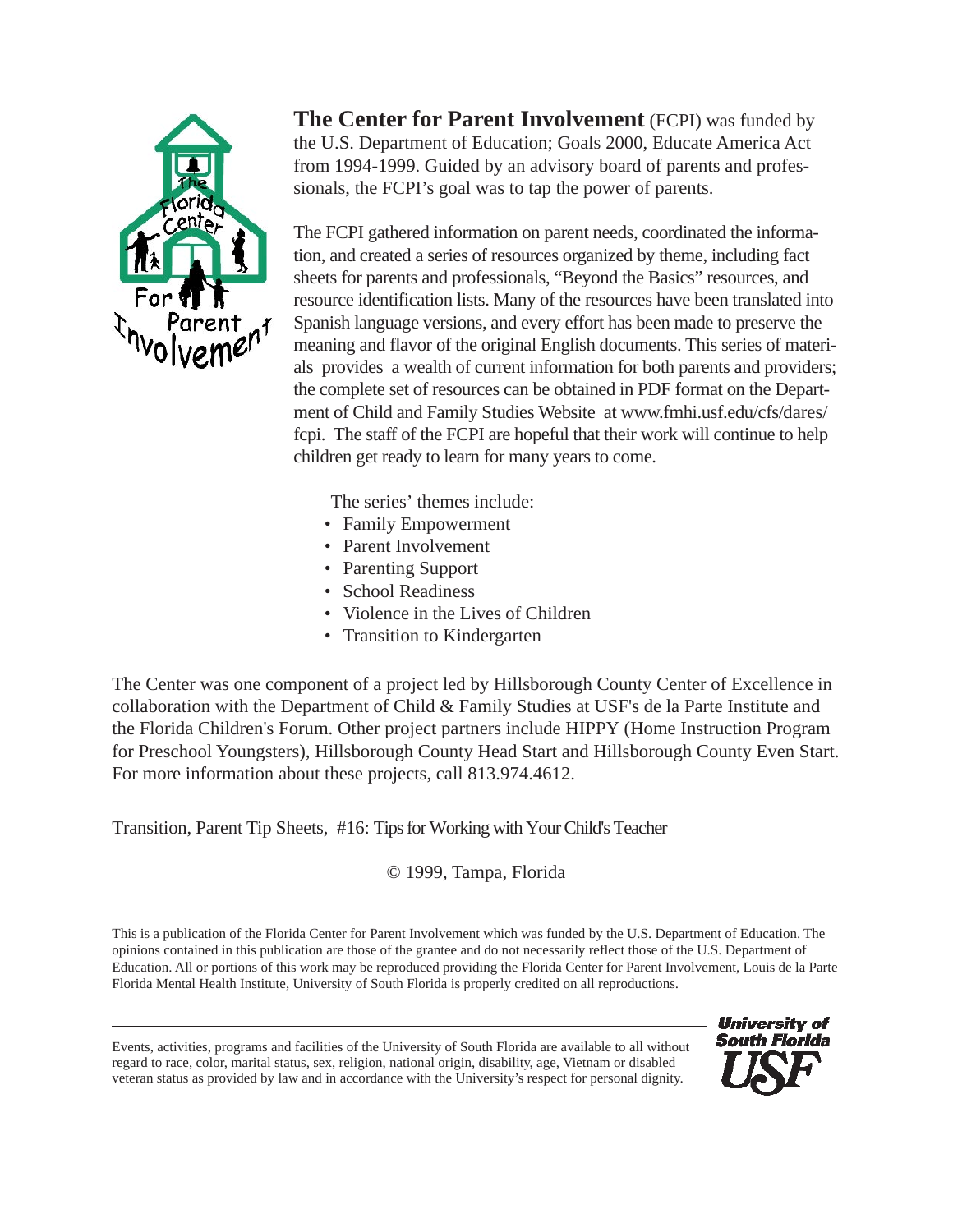**The Center for Parent Involvement** (FCPI) was funded by the U.S. Department of Education; Goals 2000, Educate America Act from 1994-1999. Guided by an advisory board of parents and professionals, the FCPI's goal was to tap the power of parents.

The FCPI gathered information on parent needs, coordinated the information, and created a series of resources organized by theme, including fact sheets for parents and professionals, "Beyond the Basics" resources, and resource identification lists. Many of the resources have been translated into Spanish language versions, and every effort has been made to preserve the meaning and flavor of the original English documents. This series of materials provides a wealth of current information for both parents and providers; the complete set of resources can be obtained in PDF format on the Department of Child and Family Studies Website at www.fmhi.usf.edu/cfs/dares/fcpi. The staff of the FCPI are hopeful that their work will continue to help children get ready to learn for many years to come.

The series' themes include:

- Family Empowerment
- Parent Involvement
- Parenting Support
- School Readiness
- Violence in the Lives of Children
- Transition to Kindergarten

The Center was one component of a project led by Hillsborough County Center of Excellence in collaboration with the Department of Child & Family Studies at USF's de la Parte Institute and the Florida Children's Forum. Other project partners include HIPPY (Home Instruction Program for Preschool Youngsters), Hillsborough County Head Start and Hillsborough County Even Start. For more information about these projects, call 813.974.4612.

Transition, Parent Tip Sheets, #16: Tips for Working with Your Child's Teacher

© 1999, Tampa, Florida

This is a publication of the Florida Center for Parent Involvement which was funded by the U.S. Department of Education. The opinions contained in this publication are those of the grantee and do not necessarily reflect those of the U.S. Department of Education. All or portions of this work may be reproduced providing the Florida Center for Parent Involvement, Louis de la Parte Florida Mental Health Institute, University of South Florida is properly credited on all reproductions.

---

Events, activities, programs and facilities of the University of South Florida are available to all without regard to race, color, marital status, sex, religion, national origin, disability, age, Vietnam or disabled veteran status as provided by law and in accordance with the University's respect for personal dignity.

University of South Florida
USF